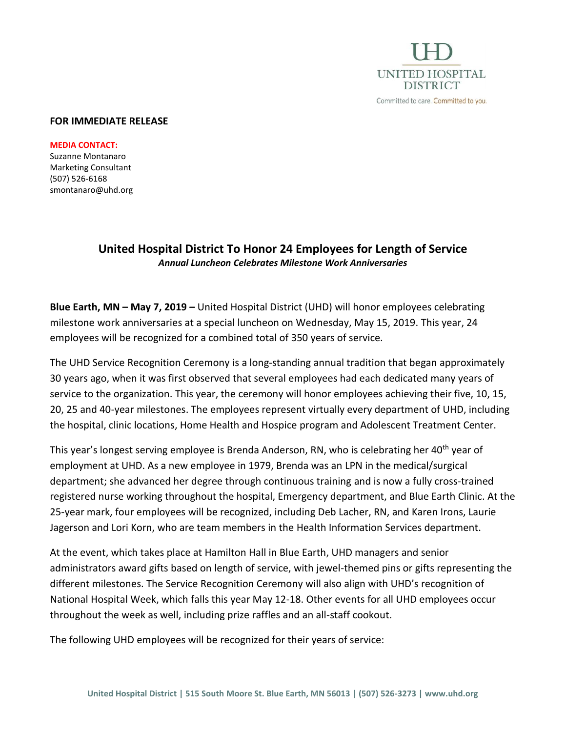UHD
UNITED HOSPITAL DISTRICT
Committed to care. Committed to you.

**FOR IMMEDIATE RELEASE**

**MEDIA CONTACT:**
Suzanne Montanaro
Marketing Consultant
(507) 526-6168
smontanaro@uhd.org

# United Hospital District To Honor 24 Employees for Length of Service

***Annual Luncheon Celebrates Milestone Work Anniversaries***

**Blue Earth, MN – May 7, 2019 –** United Hospital District (UHD) will honor employees celebrating milestone work anniversaries at a special luncheon on Wednesday, May 15, 2019. This year, 24 employees will be recognized for a combined total of 350 years of service.

The UHD Service Recognition Ceremony is a long-standing annual tradition that began approximately 30 years ago, when it was first observed that several employees had each dedicated many years of service to the organization. This year, the ceremony will honor employees achieving their five, 10, 15, 20, 25 and 40-year milestones. The employees represent virtually every department of UHD, including the hospital, clinic locations, Home Health and Hospice program and Adolescent Treatment Center.

This year's longest serving employee is Brenda Anderson, RN, who is celebrating her 40th year of employment at UHD. As a new employee in 1979, Brenda was an LPN in the medical/surgical department; she advanced her degree through continuous training and is now a fully cross-trained registered nurse working throughout the hospital, Emergency department, and Blue Earth Clinic. At the 25-year mark, four employees will be recognized, including Deb Lacher, RN, and Karen Irons, Laurie Jagerson and Lori Korn, who are team members in the Health Information Services department.

At the event, which takes place at Hamilton Hall in Blue Earth, UHD managers and senior administrators award gifts based on length of service, with jewel-themed pins or gifts representing the different milestones. The Service Recognition Ceremony will also align with UHD's recognition of National Hospital Week, which falls this year May 12-18. Other events for all UHD employees occur throughout the week as well, including prize raffles and an all-staff cookout.

The following UHD employees will be recognized for their years of service: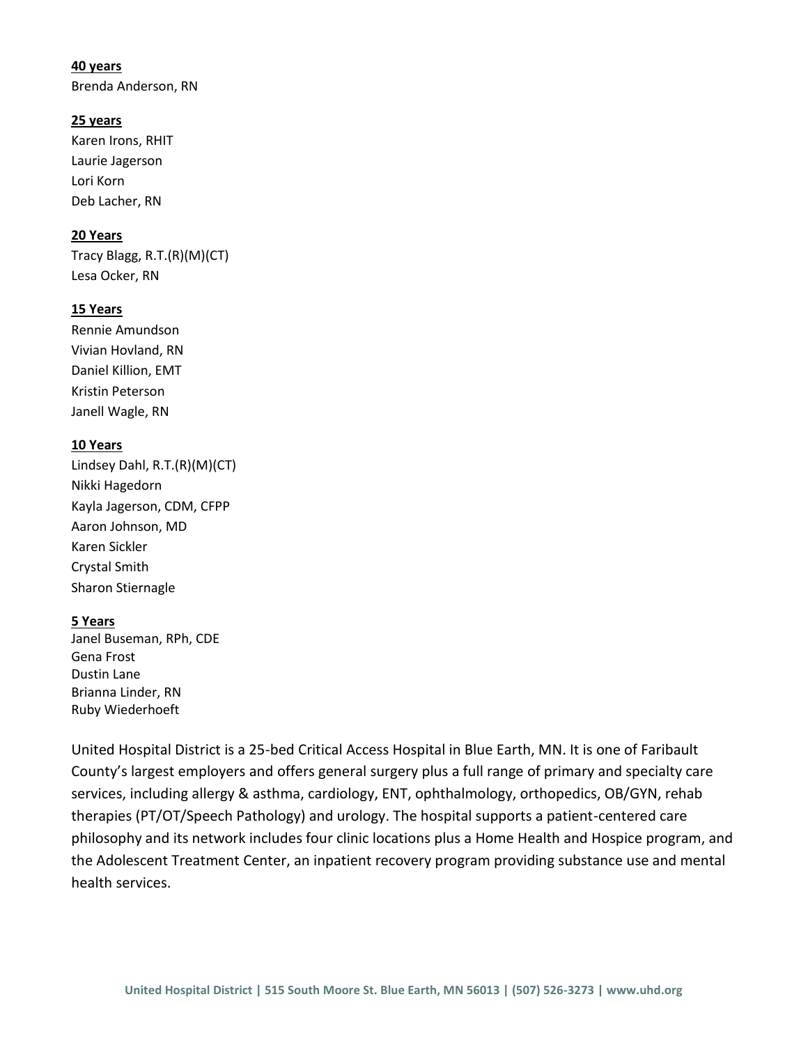**40 years**

Brenda Anderson, RN

**25 years**

Karen Irons, RHIT
Laurie Jagerson
Lori Korn
Deb Lacher, RN

**20 Years**

Tracy Blagg, R.T.(R)(M)(CT)
Lesa Ocker, RN

**15 Years**

Rennie Amundson
Vivian Hovland, RN
Daniel Killion, EMT
Kristin Peterson
Janell Wagle, RN

**10 Years**

Lindsey Dahl, R.T.(R)(M)(CT)
Nikki Hagedorn
Kayla Jagerson, CDM, CFPP
Aaron Johnson, MD
Karen Sickler
Crystal Smith
Sharon Stiernagle

**5 Years**

Janel Buseman, RPh, CDE
Gena Frost
Dustin Lane
Brianna Linder, RN
Ruby Wiederhoeft

United Hospital District is a 25-bed Critical Access Hospital in Blue Earth, MN. It is one of Faribault County's largest employers and offers general surgery plus a full range of primary and specialty care services, including allergy & asthma, cardiology, ENT, ophthalmology, orthopedics, OB/GYN, rehab therapies (PT/OT/Speech Pathology) and urology. The hospital supports a patient-centered care philosophy and its network includes four clinic locations plus a Home Health and Hospice program, and the Adolescent Treatment Center, an inpatient recovery program providing substance use and mental health services.

United Hospital District | 515 South Moore St. Blue Earth, MN 56013 | (507) 526-3273 | www.uhd.org